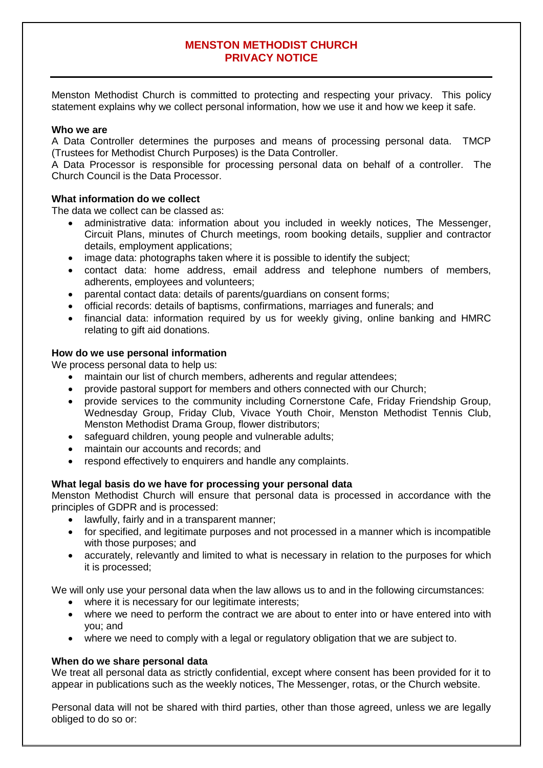# MENSTON METHODIST CHURCH
# PRIVACY NOTICE

Menston Methodist Church is committed to protecting and respecting your privacy. This policy statement explains why we collect personal information, how we use it and how we keep it safe.

**Who we are**

A Data Controller determines the purposes and means of processing personal data. TMCP (Trustees for Methodist Church Purposes) is the Data Controller.

A Data Processor is responsible for processing personal data on behalf of a controller. The Church Council is the Data Processor.

**What information do we collect**

The data we collect can be classed as:

- administrative data: information about you included in weekly notices, The Messenger, Circuit Plans, minutes of Church meetings, room booking details, supplier and contractor details, employment applications;
- image data: photographs taken where it is possible to identify the subject;
- contact data: home address, email address and telephone numbers of members, adherents, employees and volunteers;
- parental contact data: details of parents/guardians on consent forms;
- official records: details of baptisms, confirmations, marriages and funerals; and
- financial data: information required by us for weekly giving, online banking and HMRC relating to gift aid donations.

**How do we use personal information**

We process personal data to help us:

- maintain our list of church members, adherents and regular attendees;
- provide pastoral support for members and others connected with our Church;
- provide services to the community including Cornerstone Cafe, Friday Friendship Group, Wednesday Group, Friday Club, Vivace Youth Choir, Menston Methodist Tennis Club, Menston Methodist Drama Group, flower distributors;
- safeguard children, young people and vulnerable adults;
- maintain our accounts and records; and
- respond effectively to enquirers and handle any complaints.

**What legal basis do we have for processing your personal data**

Menston Methodist Church will ensure that personal data is processed in accordance with the principles of GDPR and is processed:

- lawfully, fairly and in a transparent manner;
- for specified, and legitimate purposes and not processed in a manner which is incompatible with those purposes; and
- accurately, relevantly and limited to what is necessary in relation to the purposes for which it is processed;

We will only use your personal data when the law allows us to and in the following circumstances:

- where it is necessary for our legitimate interests;
- where we need to perform the contract we are about to enter into or have entered into with you; and
- where we need to comply with a legal or regulatory obligation that we are subject to.

**When do we share personal data**

We treat all personal data as strictly confidential, except where consent has been provided for it to appear in publications such as the weekly notices, The Messenger, rotas, or the Church website.

Personal data will not be shared with third parties, other than those agreed, unless we are legally obliged to do so or: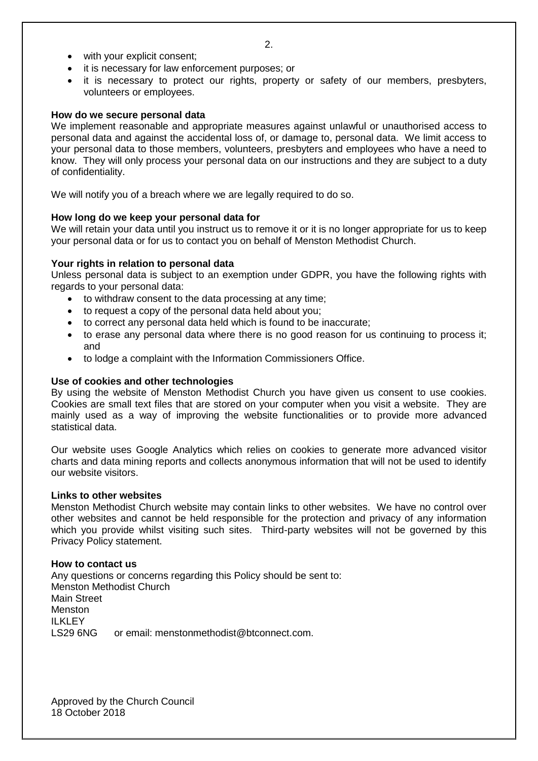- with your explicit consent;
- it is necessary for law enforcement purposes; or
- it is necessary to protect our rights, property or safety of our members, presbyters, volunteers or employees.

**How do we secure personal data**
We implement reasonable and appropriate measures against unlawful or unauthorised access to personal data and against the accidental loss of, or damage to, personal data. We limit access to your personal data to those members, volunteers, presbyters and employees who have a need to know. They will only process your personal data on our instructions and they are subject to a duty of confidentiality.

We will notify you of a breach where we are legally required to do so.

**How long do we keep your personal data for**
We will retain your data until you instruct us to remove it or it is no longer appropriate for us to keep your personal data or for us to contact you on behalf of Menston Methodist Church.

**Your rights in relation to personal data**
Unless personal data is subject to an exemption under GDPR, you have the following rights with regards to your personal data:

- to withdraw consent to the data processing at any time;
- to request a copy of the personal data held about you;
- to correct any personal data held which is found to be inaccurate;
- to erase any personal data where there is no good reason for us continuing to process it; and
- to lodge a complaint with the Information Commissioners Office.

**Use of cookies and other technologies**
By using the website of Menston Methodist Church you have given us consent to use cookies. Cookies are small text files that are stored on your computer when you visit a website. They are mainly used as a way of improving the website functionalities or to provide more advanced statistical data.

Our website uses Google Analytics which relies on cookies to generate more advanced visitor charts and data mining reports and collects anonymous information that will not be used to identify our website visitors.

**Links to other websites**
Menston Methodist Church website may contain links to other websites. We have no control over other websites and cannot be held responsible for the protection and privacy of any information which you provide whilst visiting such sites. Third-party websites will not be governed by this Privacy Policy statement.

**How to contact us**
Any questions or concerns regarding this Policy should be sent to:
Menston Methodist Church
Main Street
Menston
ILKLEY
LS29 6NG or email: menstonmethodist@btconnect.com.

Approved by the Church Council
18 October 2018